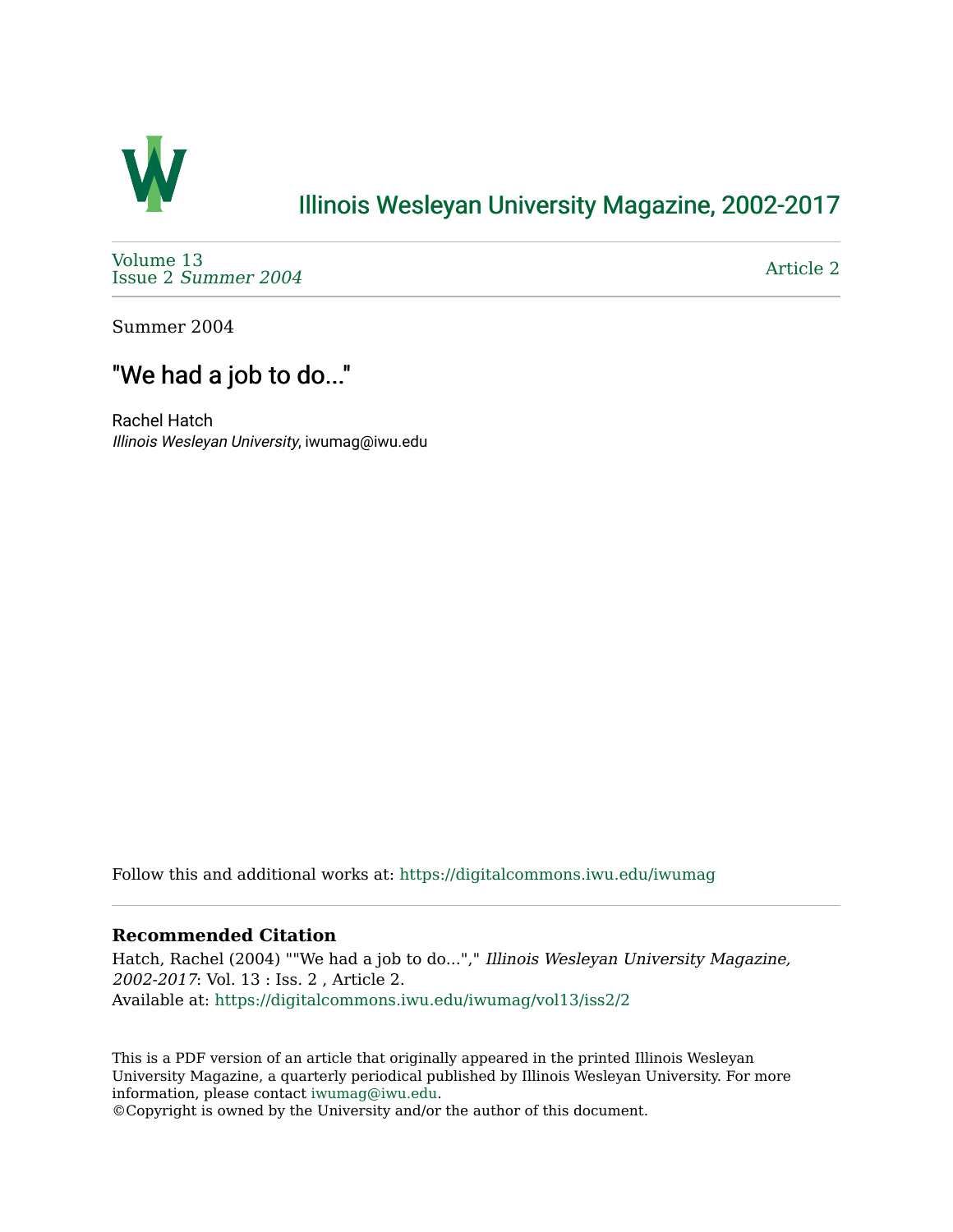# Illinois Wesleyan University Magazine, 2002-2017

Volume 13
Issue 2 *Summer 2004*

Article 2

Summer 2004

## "We had a job to do..."

Rachel Hatch
*Illinois Wesleyan University*, iwumag@iwu.edu

Follow this and additional works at: https://digitalcommons.iwu.edu/iwumag

### Recommended Citation

Hatch, Rachel (2004) ""We had a job to do..."," *Illinois Wesleyan University Magazine, 2002-2017*: Vol. 13 : Iss. 2 , Article 2.
Available at: https://digitalcommons.iwu.edu/iwumag/vol13/iss2/2

This is a PDF version of an article that originally appeared in the printed Illinois Wesleyan University Magazine, a quarterly periodical published by Illinois Wesleyan University. For more information, please contact iwumag@iwu.edu.
©Copyright is owned by the University and/or the author of this document.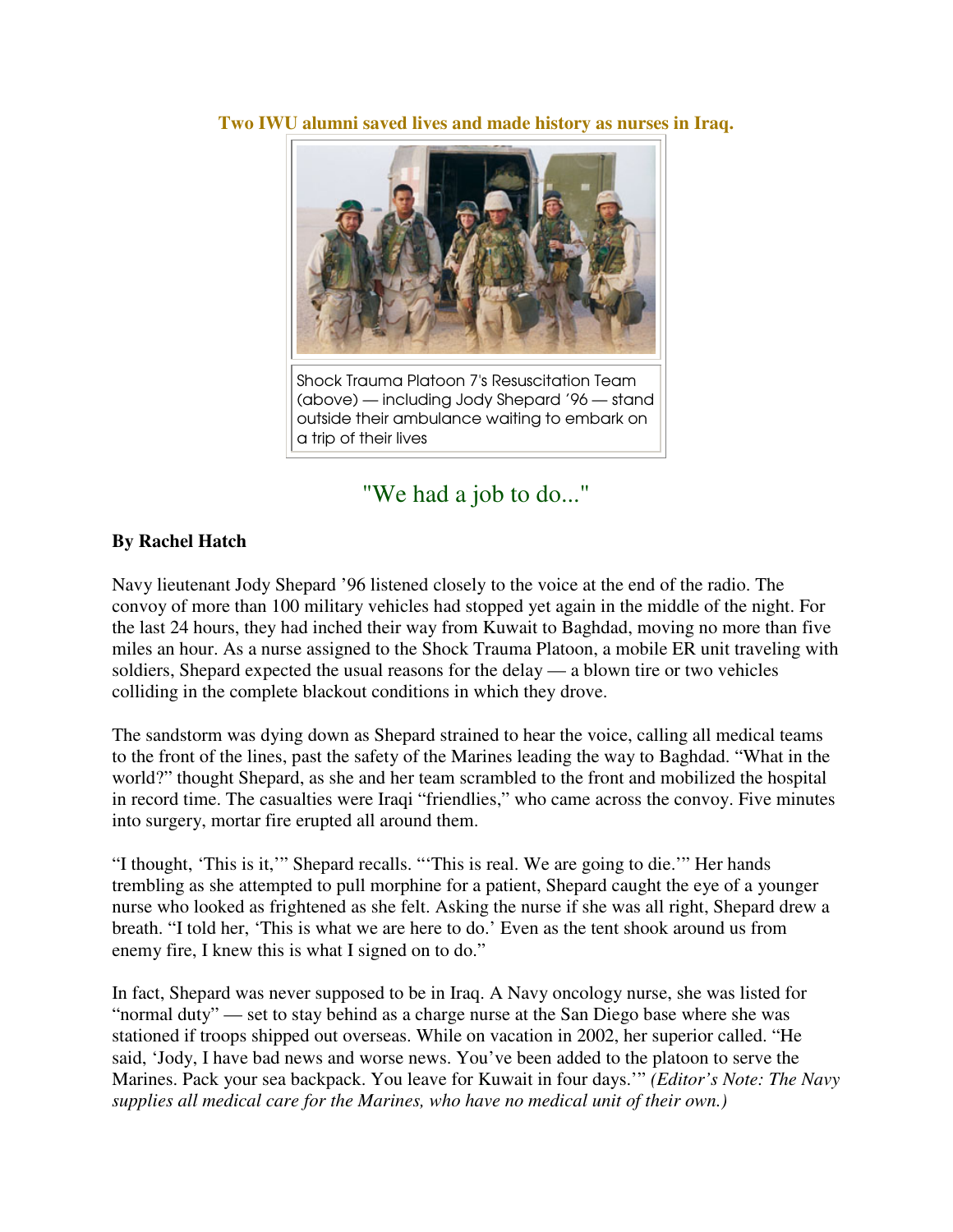**Two IWU alumni saved lives and made history as nurses in Iraq.**

Shock Trauma Platoon 7's Resuscitation Team (above) — including Jody Shepard '96 — stand outside their ambulance waiting to embark on a trip of their lives

## "We had a job to do..."

**By Rachel Hatch**

Navy lieutenant Jody Shepard '96 listened closely to the voice at the end of the radio. The convoy of more than 100 military vehicles had stopped yet again in the middle of the night. For the last 24 hours, they had inched their way from Kuwait to Baghdad, moving no more than five miles an hour. As a nurse assigned to the Shock Trauma Platoon, a mobile ER unit traveling with soldiers, Shepard expected the usual reasons for the delay — a blown tire or two vehicles colliding in the complete blackout conditions in which they drove.

The sandstorm was dying down as Shepard strained to hear the voice, calling all medical teams to the front of the lines, past the safety of the Marines leading the way to Baghdad. "What in the world?" thought Shepard, as she and her team scrambled to the front and mobilized the hospital in record time. The casualties were Iraqi "friendlies," who came across the convoy. Five minutes into surgery, mortar fire erupted all around them.

"I thought, 'This is it,'" Shepard recalls. "'This is real. We are going to die.'" Her hands trembling as she attempted to pull morphine for a patient, Shepard caught the eye of a younger nurse who looked as frightened as she felt. Asking the nurse if she was all right, Shepard drew a breath. "I told her, 'This is what we are here to do.' Even as the tent shook around us from enemy fire, I knew this is what I signed on to do."

In fact, Shepard was never supposed to be in Iraq. A Navy oncology nurse, she was listed for "normal duty" — set to stay behind as a charge nurse at the San Diego base where she was stationed if troops shipped out overseas. While on vacation in 2002, her superior called. "He said, 'Jody, I have bad news and worse news. You've been added to the platoon to serve the Marines. Pack your sea backpack. You leave for Kuwait in four days.'" *(Editor's Note: The Navy supplies all medical care for the Marines, who have no medical unit of their own.)*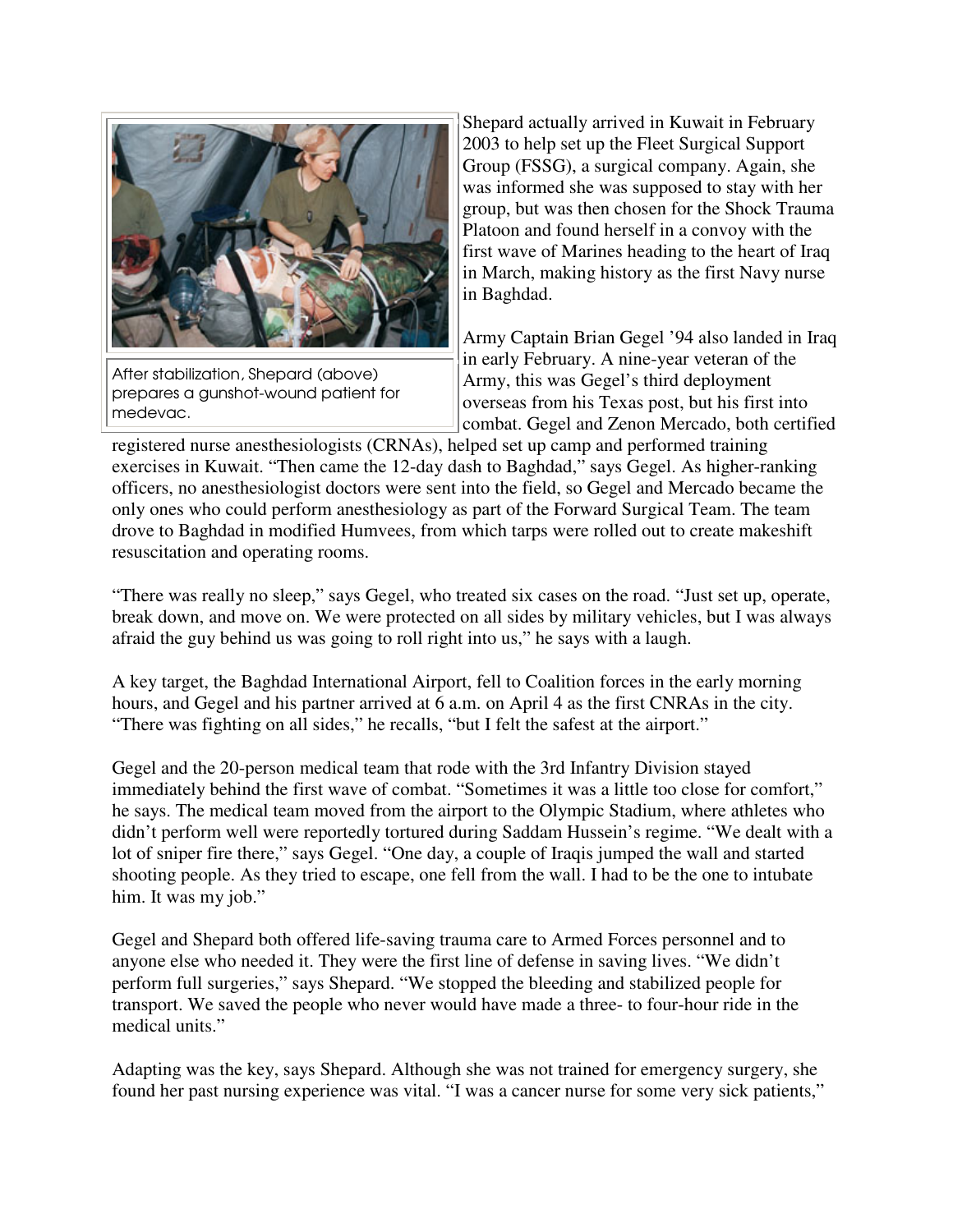After stabilization, Shepard (above) prepares a gunshot-wound patient for medevac.

Shepard actually arrived in Kuwait in February 2003 to help set up the Fleet Surgical Support Group (FSSG), a surgical company. Again, she was informed she was supposed to stay with her group, but was then chosen for the Shock Trauma Platoon and found herself in a convoy with the first wave of Marines heading to the heart of Iraq in March, making history as the first Navy nurse in Baghdad.

Army Captain Brian Gegel '94 also landed in Iraq in early February. A nine-year veteran of the Army, this was Gegel's third deployment overseas from his Texas post, but his first into combat. Gegel and Zenon Mercado, both certified registered nurse anesthesiologists (CRNAs), helped set up camp and performed training exercises in Kuwait. "Then came the 12-day dash to Baghdad," says Gegel. As higher-ranking officers, no anesthesiologist doctors were sent into the field, so Gegel and Mercado became the only ones who could perform anesthesiology as part of the Forward Surgical Team. The team drove to Baghdad in modified Humvees, from which tarps were rolled out to create makeshift resuscitation and operating rooms.

"There was really no sleep," says Gegel, who treated six cases on the road. "Just set up, operate, break down, and move on. We were protected on all sides by military vehicles, but I was always afraid the guy behind us was going to roll right into us," he says with a laugh.

A key target, the Baghdad International Airport, fell to Coalition forces in the early morning hours, and Gegel and his partner arrived at 6 a.m. on April 4 as the first CNRAs in the city. "There was fighting on all sides," he recalls, "but I felt the safest at the airport."

Gegel and the 20-person medical team that rode with the 3rd Infantry Division stayed immediately behind the first wave of combat. "Sometimes it was a little too close for comfort," he says. The medical team moved from the airport to the Olympic Stadium, where athletes who didn't perform well were reportedly tortured during Saddam Hussein's regime. "We dealt with a lot of sniper fire there," says Gegel. "One day, a couple of Iraqis jumped the wall and started shooting people. As they tried to escape, one fell from the wall. I had to be the one to intubate him. It was my job."

Gegel and Shepard both offered life-saving trauma care to Armed Forces personnel and to anyone else who needed it. They were the first line of defense in saving lives. "We didn't perform full surgeries," says Shepard. "We stopped the bleeding and stabilized people for transport. We saved the people who never would have made a three- to four-hour ride in the medical units."

Adapting was the key, says Shepard. Although she was not trained for emergency surgery, she found her past nursing experience was vital. "I was a cancer nurse for some very sick patients,"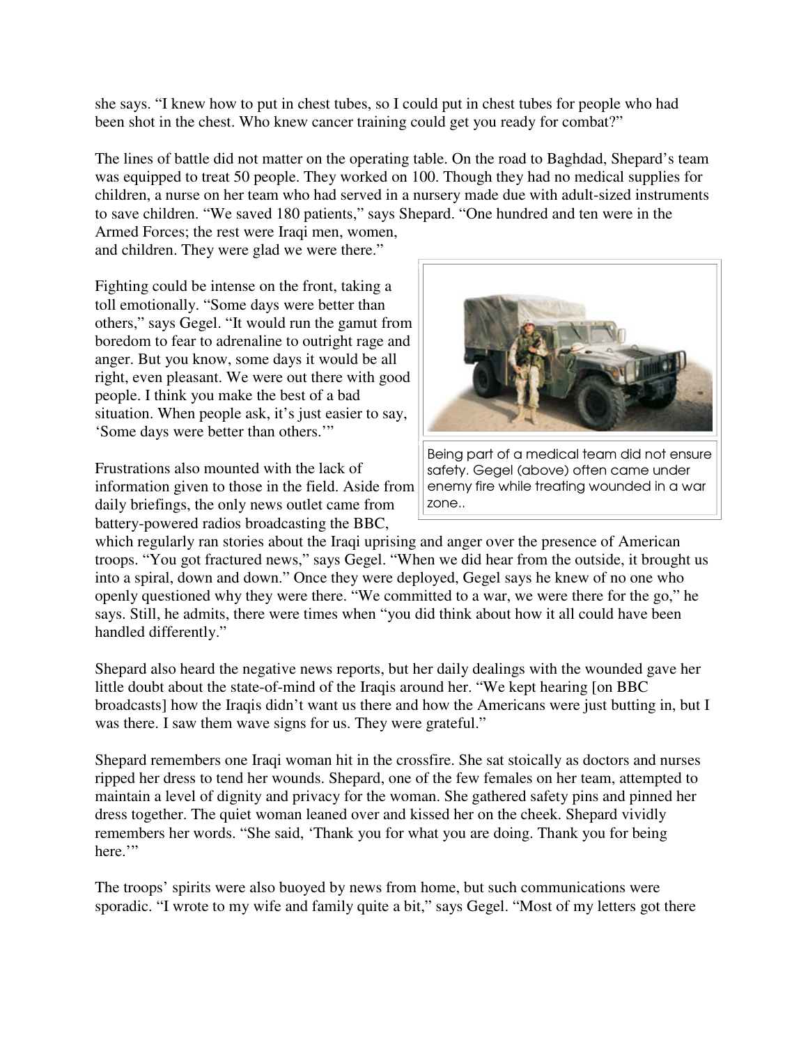she says. "I knew how to put in chest tubes, so I could put in chest tubes for people who had been shot in the chest. Who knew cancer training could get you ready for combat?"

The lines of battle did not matter on the operating table. On the road to Baghdad, Shepard's team was equipped to treat 50 people. They worked on 100. Though they had no medical supplies for children, a nurse on her team who had served in a nursery made due with adult-sized instruments to save children. "We saved 180 patients," says Shepard. "One hundred and ten were in the Armed Forces; the rest were Iraqi men, women, and children. They were glad we were there."

Fighting could be intense on the front, taking a toll emotionally. "Some days were better than others," says Gegel. "It would run the gamut from boredom to fear to adrenaline to outright rage and anger. But you know, some days it would be all right, even pleasant. We were out there with good people. I think you make the best of a bad situation. When people ask, it's just easier to say, 'Some days were better than others.'"

Being part of a medical team did not ensure safety. Gegel (above) often came under enemy fire while treating wounded in a war zone..

Frustrations also mounted with the lack of information given to those in the field. Aside from daily briefings, the only news outlet came from battery-powered radios broadcasting the BBC, which regularly ran stories about the Iraqi uprising and anger over the presence of American troops. "You got fractured news," says Gegel. "When we did hear from the outside, it brought us into a spiral, down and down." Once they were deployed, Gegel says he knew of no one who openly questioned why they were there. "We committed to a war, we were there for the go," he says. Still, he admits, there were times when "you did think about how it all could have been handled differently."

Shepard also heard the negative news reports, but her daily dealings with the wounded gave her little doubt about the state-of-mind of the Iraqis around her. "We kept hearing [on BBC broadcasts] how the Iraqis didn't want us there and how the Americans were just butting in, but I was there. I saw them wave signs for us. They were grateful."

Shepard remembers one Iraqi woman hit in the crossfire. She sat stoically as doctors and nurses ripped her dress to tend her wounds. Shepard, one of the few females on her team, attempted to maintain a level of dignity and privacy for the woman. She gathered safety pins and pinned her dress together. The quiet woman leaned over and kissed her on the cheek. Shepard vividly remembers her words. "She said, 'Thank you for what you are doing. Thank you for being here.'"

The troops' spirits were also buoyed by news from home, but such communications were sporadic. "I wrote to my wife and family quite a bit," says Gegel. "Most of my letters got there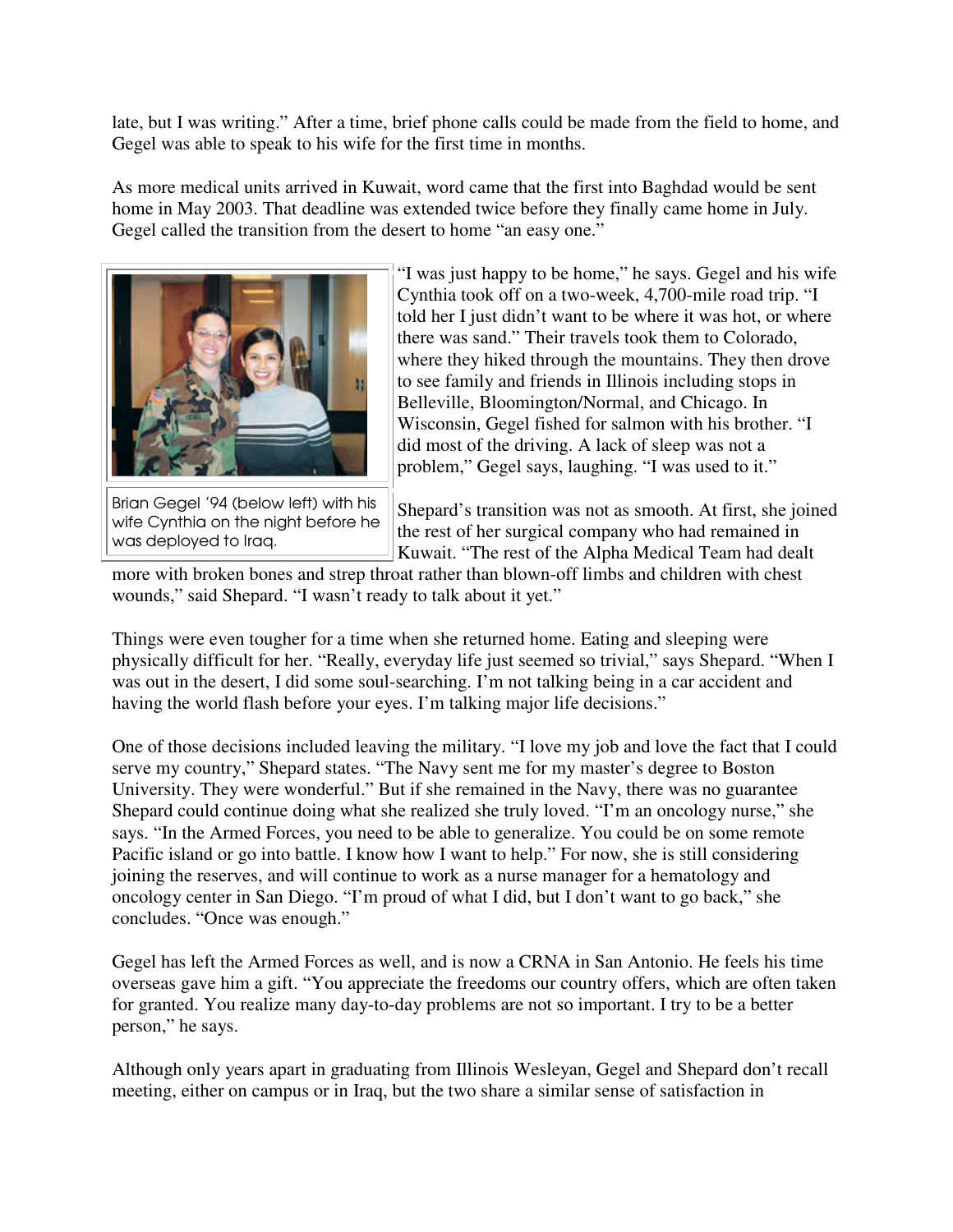late, but I was writing." After a time, brief phone calls could be made from the field to home, and Gegel was able to speak to his wife for the first time in months.

As more medical units arrived in Kuwait, word came that the first into Baghdad would be sent home in May 2003. That deadline was extended twice before they finally came home in July. Gegel called the transition from the desert to home "an easy one."

Brian Gegel '94 (below left) with his wife Cynthia on the night before he was deployed to Iraq.

"I was just happy to be home," he says. Gegel and his wife Cynthia took off on a two-week, 4,700-mile road trip. "I told her I just didn't want to be where it was hot, or where there was sand." Their travels took them to Colorado, where they hiked through the mountains. They then drove to see family and friends in Illinois including stops in Belleville, Bloomington/Normal, and Chicago. In Wisconsin, Gegel fished for salmon with his brother. "I did most of the driving. A lack of sleep was not a problem," Gegel says, laughing. "I was used to it."

Shepard's transition was not as smooth. At first, she joined the rest of her surgical company who had remained in Kuwait. "The rest of the Alpha Medical Team had dealt more with broken bones and strep throat rather than blown-off limbs and children with chest wounds," said Shepard. "I wasn't ready to talk about it yet."

Things were even tougher for a time when she returned home. Eating and sleeping were physically difficult for her. "Really, everyday life just seemed so trivial," says Shepard. "When I was out in the desert, I did some soul-searching. I'm not talking being in a car accident and having the world flash before your eyes. I'm talking major life decisions."

One of those decisions included leaving the military. "I love my job and love the fact that I could serve my country," Shepard states. "The Navy sent me for my master's degree to Boston University. They were wonderful." But if she remained in the Navy, there was no guarantee Shepard could continue doing what she realized she truly loved. "I'm an oncology nurse," she says. "In the Armed Forces, you need to be able to generalize. You could be on some remote Pacific island or go into battle. I know how I want to help." For now, she is still considering joining the reserves, and will continue to work as a nurse manager for a hematology and oncology center in San Diego. "I'm proud of what I did, but I don't want to go back," she concludes. "Once was enough."

Gegel has left the Armed Forces as well, and is now a CRNA in San Antonio. He feels his time overseas gave him a gift. "You appreciate the freedoms our country offers, which are often taken for granted. You realize many day-to-day problems are not so important. I try to be a better person," he says.

Although only years apart in graduating from Illinois Wesleyan, Gegel and Shepard don't recall meeting, either on campus or in Iraq, but the two share a similar sense of satisfaction in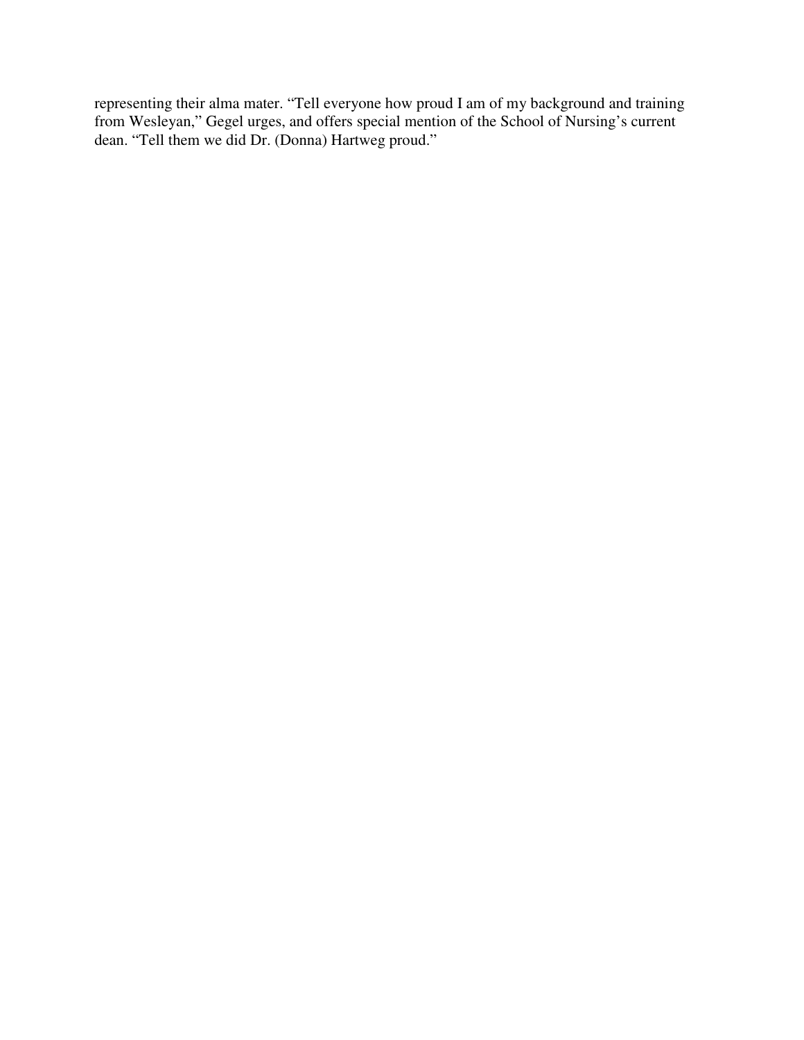representing their alma mater. “Tell everyone how proud I am of my background and training from Wesleyan,” Gegel urges, and offers special mention of the School of Nursing’s current dean. “Tell them we did Dr. (Donna) Hartweg proud.”